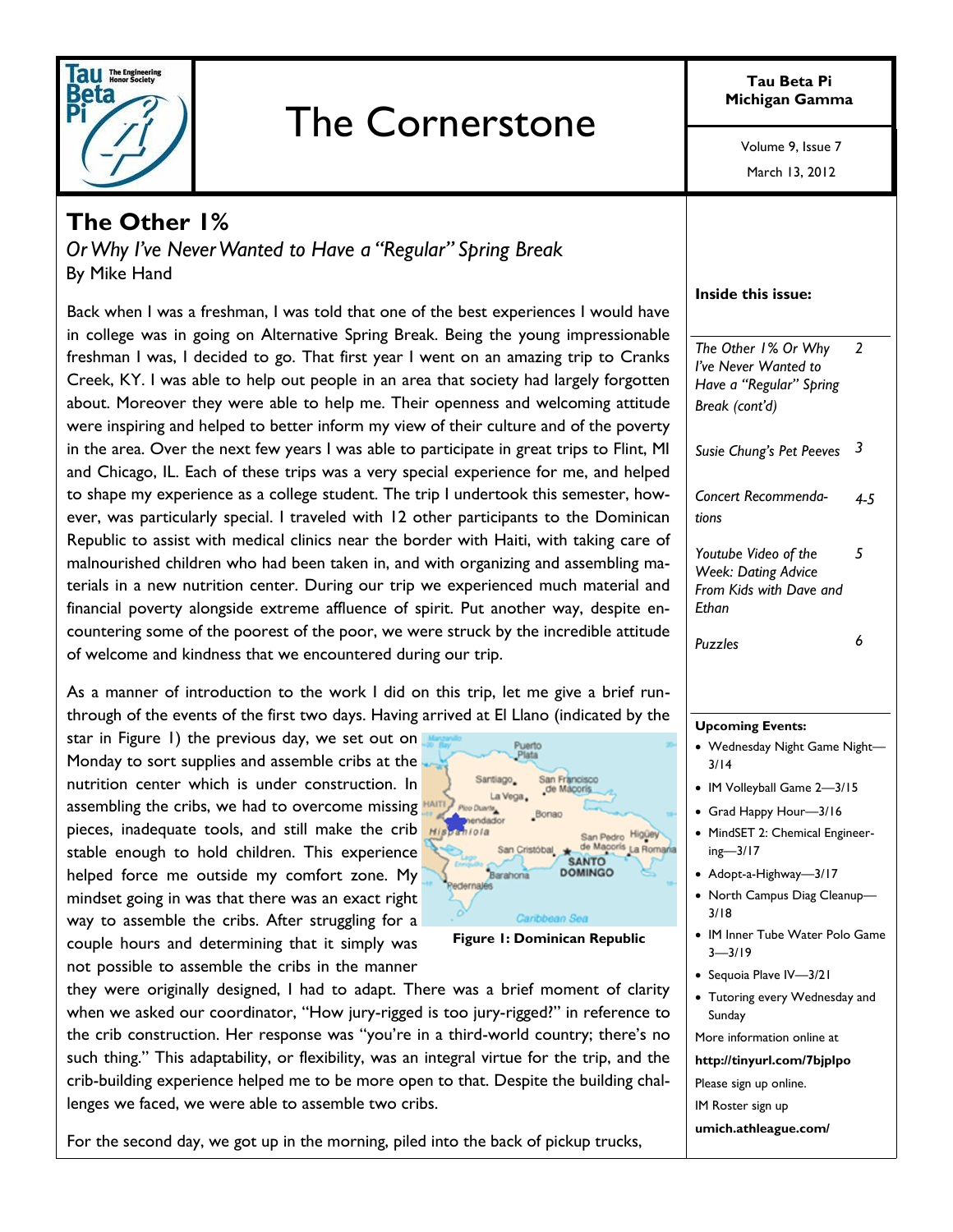# The Cornerstone

**Tau Beta Pi Michigan Gamma**

Volume 9, Issue 7

March 13, 2012

## The Other 1%

*Or Why I've Never Wanted to Have a "Regular" Spring Break*

By Mike Hand

Back when I was a freshman, I was told that one of the best experiences I would have in college was in going on Alternative Spring Break. Being the young impressionable freshman I was, I decided to go. That first year I went on an amazing trip to Cranks Creek, KY. I was able to help out people in an area that society had largely forgotten about. Moreover they were able to help me. Their openness and welcoming attitude were inspiring and helped to better inform my view of their culture and of the poverty in the area. Over the next few years I was able to participate in great trips to Flint, MI and Chicago, IL. Each of these trips was a very special experience for me, and helped to shape my experience as a college student. The trip I undertook this semester, however, was particularly special. I traveled with 12 other participants to the Dominican Republic to assist with medical clinics near the border with Haiti, with taking care of malnourished children who had been taken in, and with organizing and assembling materials in a new nutrition center. During our trip we experienced much material and financial poverty alongside extreme affluence of spirit. Put another way, despite encountering some of the poorest of the poor, we were struck by the incredible attitude of welcome and kindness that we encountered during our trip.

As a manner of introduction to the work I did on this trip, let me give a brief run-through of the events of the first two days. Having arrived at El Llano (indicated by the star in Figure 1) the previous day, we set out on Monday to sort supplies and assemble cribs at the nutrition center which is under construction. In assembling the cribs, we had to overcome missing pieces, inadequate tools, and still make the crib stable enough to hold children. This experience helped force me outside my comfort zone. My mindset going in was that there was an exact right way to assemble the cribs. After struggling for a couple hours and determining that it simply was not possible to assemble the cribs in the manner they were originally designed, I had to adapt. There was a brief moment of clarity when we asked our coordinator, "How jury-rigged is too jury-rigged?" in reference to the crib construction. Her response was "you're in a third-world country; there's no such thing." This adaptability, or flexibility, was an integral virtue for the trip, and the crib-building experience helped me to be more open to that. Despite the building challenges we faced, we were able to assemble two cribs.

**Figure 1: Dominican Republic**

For the second day, we got up in the morning, piled into the back of pickup trucks,

---

**Inside this issue:**

| | |
|---|---|
| *The Other 1% Or Why I've Never Wanted to Have a "Regular" Spring Break (cont'd)* | 2 |
| *Susie Chung's Pet Peeves* | 3 |
| *Concert Recommendations* | 4-5 |
| *Youtube Video of the Week: Dating Advice From Kids with Dave and Ethan* | 5 |
| *Puzzles* | 6 |

**Upcoming Events:**

- Wednesday Night Game Night—3/14
- IM Volleyball Game 2—3/15
- Grad Happy Hour—3/16
- MindSET 2: Chemical Engineering—3/17
- Adopt-a-Highway—3/17
- North Campus Diag Cleanup—3/18
- IM Inner Tube Water Polo Game 3—3/19
- Sequoia Plave IV—3/21
- Tutoring every Wednesday and Sunday

More information online at

**http://tinyurl.com/7bjplpo**

Please sign up online.

IM Roster sign up

**umich.athleague.com/**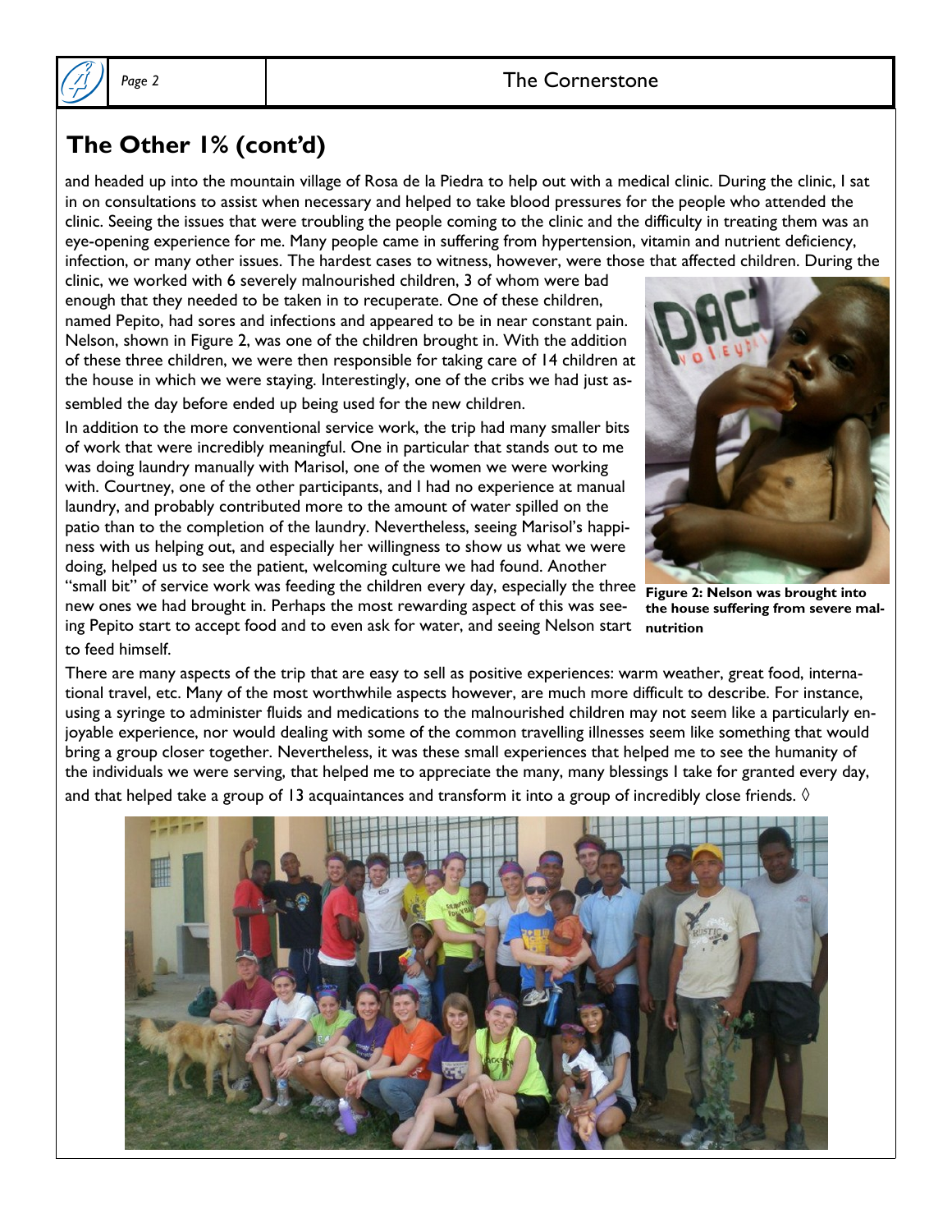## The Other 1% (cont'd)

and headed up into the mountain village of Rosa de la Piedra to help out with a medical clinic. During the clinic, I sat in on consultations to assist when necessary and helped to take blood pressures for the people who attended the clinic. Seeing the issues that were troubling the people coming to the clinic and the difficulty in treating them was an eye-opening experience for me. Many people came in suffering from hypertension, vitamin and nutrient deficiency, infection, or many other issues. The hardest cases to witness, however, were those that affected children. During the clinic, we worked with 6 severely malnourished children, 3 of whom were bad enough that they needed to be taken in to recuperate. One of these children, named Pepito, had sores and infections and appeared to be in near constant pain. Nelson, shown in Figure 2, was one of the children brought in. With the addition of these three children, we were then responsible for taking care of 14 children at the house in which we were staying. Interestingly, one of the cribs we had just assembled the day before ended up being used for the new children.

Figure 2: Nelson was brought into the house suffering from severe malnutrition

In addition to the more conventional service work, the trip had many smaller bits of work that were incredibly meaningful. One in particular that stands out to me was doing laundry manually with Marisol, one of the women we were working with. Courtney, one of the other participants, and I had no experience at manual laundry, and probably contributed more to the amount of water spilled on the patio than to the completion of the laundry. Nevertheless, seeing Marisol's happiness with us helping out, and especially her willingness to show us what we were doing, helped us to see the patient, welcoming culture we had found. Another "small bit" of service work was feeding the children every day, especially the three new ones we had brought in. Perhaps the most rewarding aspect of this was seeing Pepito start to accept food and to even ask for water, and seeing Nelson start to feed himself.

There are many aspects of the trip that are easy to sell as positive experiences: warm weather, great food, international travel, etc. Many of the most worthwhile aspects however, are much more difficult to describe. For instance, using a syringe to administer fluids and medications to the malnourished children may not seem like a particularly enjoyable experience, nor would dealing with some of the common travelling illnesses seem like something that would bring a group closer together. Nevertheless, it was these small experiences that helped me to see the humanity of the individuals we were serving, that helped me to appreciate the many, many blessings I take for granted every day, and that helped take a group of 13 acquaintances and transform it into a group of incredibly close friends. ◊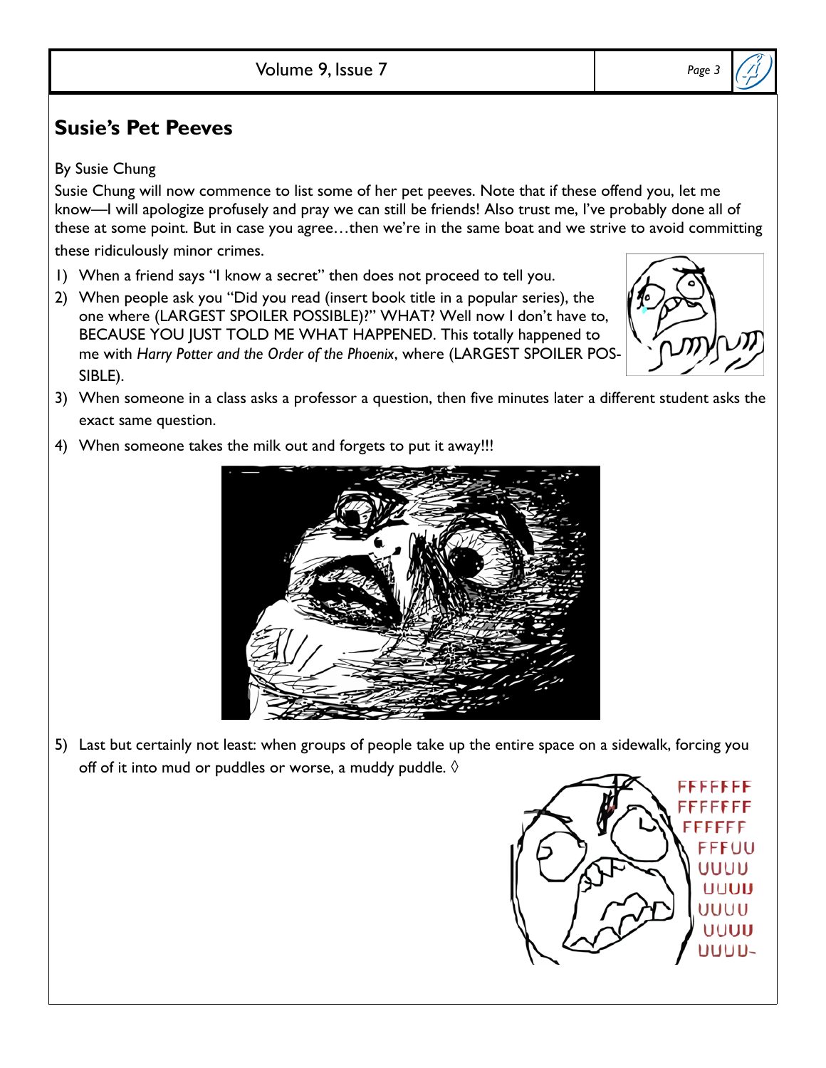## Susie's Pet Peeves

By Susie Chung

Susie Chung will now commence to list some of her pet peeves. Note that if these offend you, let me know—I will apologize profusely and pray we can still be friends! Also trust me, I've probably done all of these at some point. But in case you agree…then we're in the same boat and we strive to avoid committing these ridiculously minor crimes.

1) When a friend says "I know a secret" then does not proceed to tell you.
2) When people ask you "Did you read (insert book title in a popular series), the one where (LARGEST SPOILER POSSIBLE)?" WHAT? Well now I don't have to, BECAUSE YOU JUST TOLD ME WHAT HAPPENED. This totally happened to me with *Harry Potter and the Order of the Phoenix*, where (LARGEST SPOILER POSSIBLE).
3) When someone in a class asks a professor a question, then five minutes later a different student asks the exact same question.
4) When someone takes the milk out and forgets to put it away!!!
5) Last but certainly not least: when groups of people take up the entire space on a sidewalk, forcing you off of it into mud or puddles or worse, a muddy puddle. ◊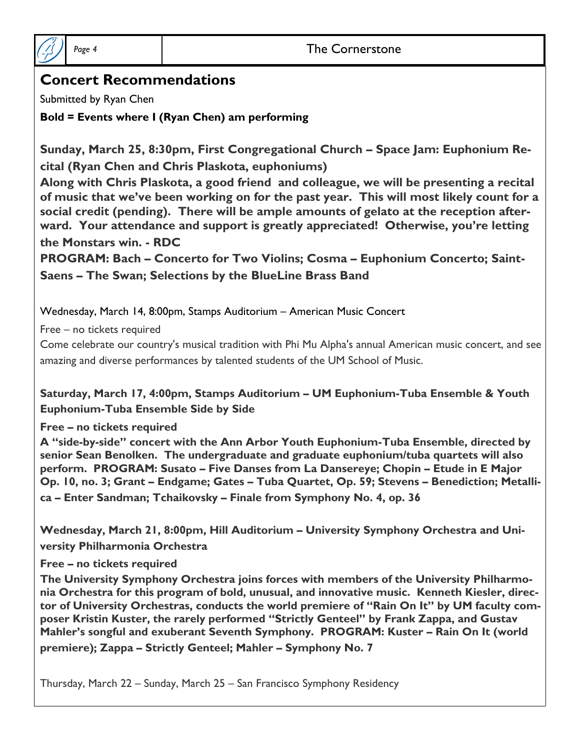## Concert Recommendations

Submitted by Ryan Chen

**Bold = Events where I (Ryan Chen) am performing**

**Sunday, March 25, 8:30pm, First Congregational Church – Space Jam: Euphonium Recital (Ryan Chen and Chris Plaskota, euphoniums)**

**Along with Chris Plaskota, a good friend and colleague, we will be presenting a recital of music that we've been working on for the past year. This will most likely count for a social credit (pending). There will be ample amounts of gelato at the reception afterward. Your attendance and support is greatly appreciated! Otherwise, you're letting the Monstars win. - RDC**

**PROGRAM: Bach – Concerto for Two Violins; Cosma – Euphonium Concerto; Saint-Saens – The Swan; Selections by the BlueLine Brass Band**

Wednesday, March 14, 8:00pm, Stamps Auditorium – American Music Concert

Free – no tickets required

Come celebrate our country's musical tradition with Phi Mu Alpha's annual American music concert, and see amazing and diverse performances by talented students of the UM School of Music.

**Saturday, March 17, 4:00pm, Stamps Auditorium – UM Euphonium-Tuba Ensemble & Youth Euphonium-Tuba Ensemble Side by Side**

**Free – no tickets required**

**A "side-by-side" concert with the Ann Arbor Youth Euphonium-Tuba Ensemble, directed by senior Sean Benolken. The undergraduate and graduate euphonium/tuba quartets will also perform. PROGRAM: Susato – Five Danses from La Dansereye; Chopin – Etude in E Major Op. 10, no. 3; Grant – Endgame; Gates – Tuba Quartet, Op. 59; Stevens – Benediction; Metallica – Enter Sandman; Tchaikovsky – Finale from Symphony No. 4, op. 36**

**Wednesday, March 21, 8:00pm, Hill Auditorium – University Symphony Orchestra and University Philharmonia Orchestra**

**Free – no tickets required**

**The University Symphony Orchestra joins forces with members of the University Philharmonia Orchestra for this program of bold, unusual, and innovative music. Kenneth Kiesler, director of University Orchestras, conducts the world premiere of "Rain On It" by UM faculty composer Kristin Kuster, the rarely performed "Strictly Genteel" by Frank Zappa, and Gustav Mahler's songful and exuberant Seventh Symphony. PROGRAM: Kuster – Rain On It (world premiere); Zappa – Strictly Genteel; Mahler – Symphony No. 7**

Thursday, March 22 – Sunday, March 25 – San Francisco Symphony Residency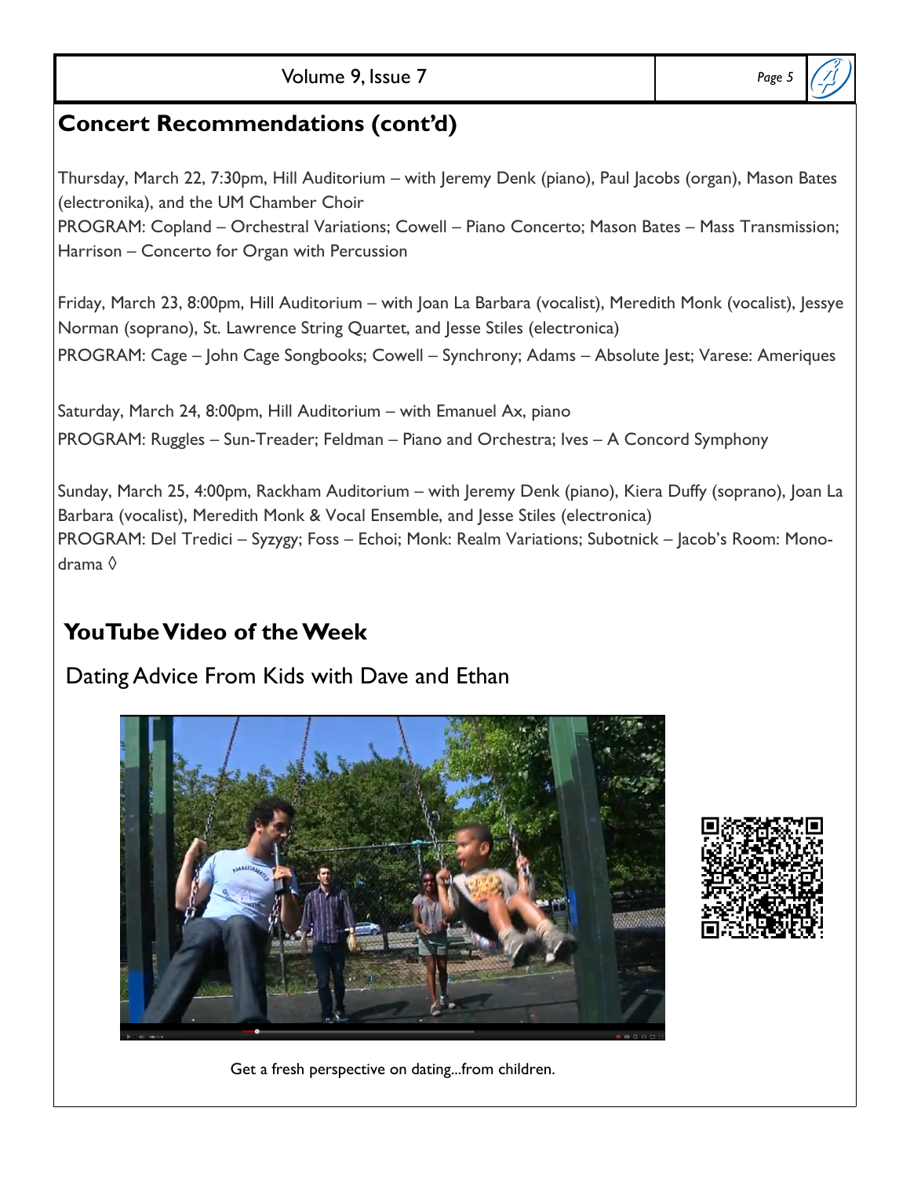## Concert Recommendations (cont'd)

Thursday, March 22, 7:30pm, Hill Auditorium – with Jeremy Denk (piano), Paul Jacobs (organ), Mason Bates (electronika), and the UM Chamber Choir
PROGRAM: Copland – Orchestral Variations; Cowell – Piano Concerto; Mason Bates – Mass Transmission; Harrison – Concerto for Organ with Percussion

Friday, March 23, 8:00pm, Hill Auditorium – with Joan La Barbara (vocalist), Meredith Monk (vocalist), Jessye Norman (soprano), St. Lawrence String Quartet, and Jesse Stiles (electronica)
PROGRAM: Cage – John Cage Songbooks; Cowell – Synchrony; Adams – Absolute Jest; Varese: Ameriques

Saturday, March 24, 8:00pm, Hill Auditorium – with Emanuel Ax, piano
PROGRAM: Ruggles – Sun-Treader; Feldman – Piano and Orchestra; Ives – A Concord Symphony

Sunday, March 25, 4:00pm, Rackham Auditorium – with Jeremy Denk (piano), Kiera Duffy (soprano), Joan La Barbara (vocalist), Meredith Monk & Vocal Ensemble, and Jesse Stiles (electronica)
PROGRAM: Del Tredici – Syzygy; Foss – Echoi; Monk: Realm Variations; Subotnick – Jacob's Room: Mono-drama ◊

## YouTube Video of the Week

Dating Advice From Kids with Dave and Ethan

Get a fresh perspective on dating...from children.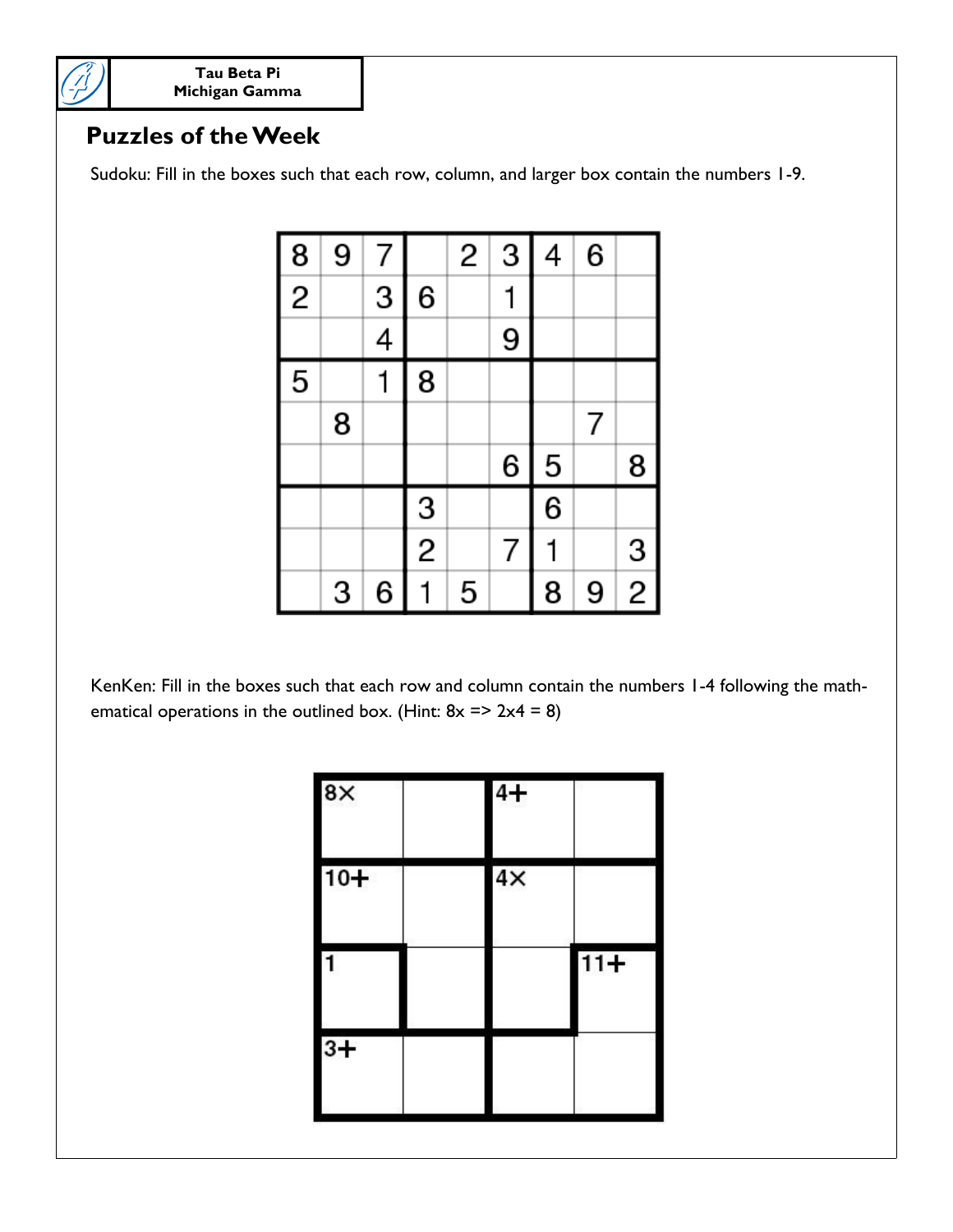Tau Beta Pi
Michigan Gamma

## Puzzles of the Week

Sudoku: Fill in the boxes such that each row, column, and larger box contain the numbers 1-9.

| | | | | | | | | |
|---|---|---|---|---|---|---|---|---|
| 8 | 9 | 7 | | 2 | 3 | 4 | 6 | |
| 2 | | 3 | 6 | | 1 | | | |
| | | 4 | | | 9 | | | |
| 5 | | 1 | 8 | | | | | |
| | 8 | | | | | | 7 | |
| | | | | | 6 | 5 | | 8 |
| | | | 3 | | | 6 | | |
| | | | 2 | | 7 | 1 | | 3 |
| | 3 | 6 | 1 | 5 | | 8 | 9 | 2 |

KenKen: Fill in the boxes such that each row and column contain the numbers 1-4 following the mathematical operations in the outlined box. (Hint: 8x => 2x4 = 8)

| | | | |
|---|---|---|---|
| 8× | | 4+ | |
| 10+ | | 4× | |
| 1 | | | 11+ |
| 3+ | | | |